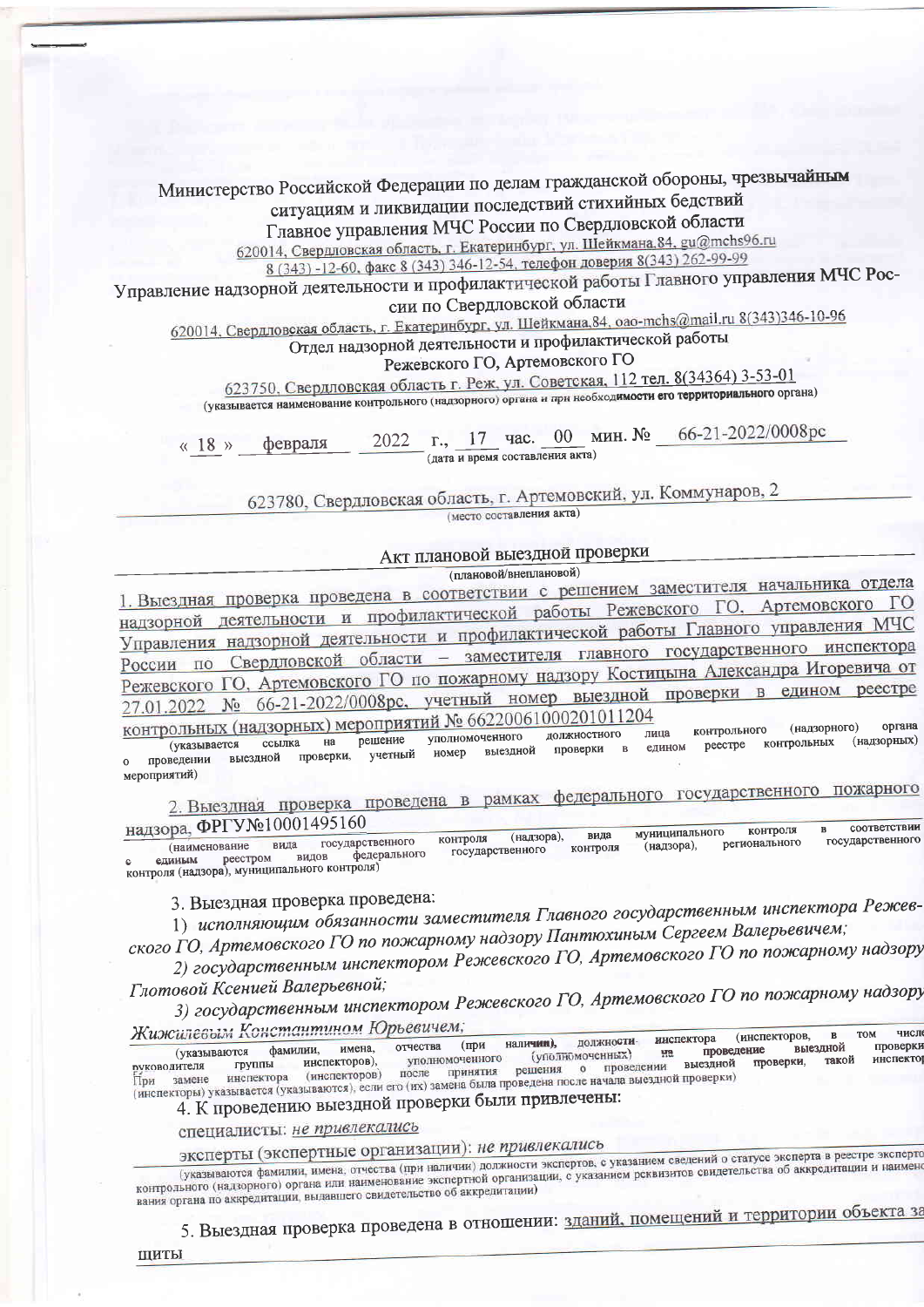Министерство Российской Федерации по делам гражданской обороны, чрезвычайным ситуациям и ликвидации последствий стихийных бедствий

Главное управления МЧС России по Свердловской области

620014, Свердловская область, г. Екатеринбург, ул. Шейкмана,84, gu@mchs96.ru

8 (343) -12-60, факс 8 (343) 346-12-54, телефон доверия 8(343) 262-99-99

Управление надзорной деятельности и профилактической работы Главного управления МЧС России по Свердловской области

620014, Свердловская область, г. Екатеринбург, ул. Шейкмана,84, oao-mchs@mail.ru 8(343)346-10-96

Отдел надзорной деятельности и профилактической работы Режевского ГО, Артемовского ГО

623750, Свердловская область г. Реж, ул. Советская, 112 тел. 8(34364) 3-53-01

(указывается наименование контрольного (надзорного) органа и при необходимости его территориального органа)

« 18 » февраля 2022 г., 17 час. 00 мин. № 66-21-2022/0008рс

(дата и время составления акта)

623780, Свердловская область, г. Артемовский, ул. Коммунаров, 2

(место составления акта)

# Акт плановой выездной проверки

(плановой/внеплановой)

1. Выездная проверка проведена в соответствии с решением заместителя начальника отдела надзорной деятельности и профилактической работы Режевского ГО, Артемовского ГО Управления надзорной деятельности и профилактической работы Главного управления МЧС России по Свердловской области – заместителя главного государственного инспектора Режевского ГО, Артемовского ГО по пожарному надзору Костицына Александра Игоревича от 27.01.2022 № 66-21-2022/0008рс, учетный номер выездной проверки в едином реестре контрольных (надзорных) мероприятий № 66220061000201011204

(указывается ссылка на решение уполномоченного должностного лица контрольного (надзорного) органа о проведении выездной проверки, учетный номер выездной проверки в едином реестре контрольных (надзорных) мероприятий)

2. Выездная проверка проведена в рамках федерального государственного пожарного надзора, ФРГУ№10001495160

(наименование вида государственного контроля (надзора), вида муниципального контроля в соответствии с единым реестром видов федерального государственного контроля (надзора), регионального государственного контроля (надзора), муниципального контроля)

3. Выездная проверка проведена:

1) *исполняющим обязанности заместителя Главного государственным инспектора Режевского ГО, Артемовского ГО по пожарному надзору Пантюхиным Сергеем Валерьевичем;*

2) *государственным инспектором Режевского ГО, Артемовского ГО по пожарному надзору Глотовой Ксенией Валерьевной;*

3) *государственным инспектором Режевского ГО, Артемовского ГО по пожарному надзору Жижилевым Константином Юрьевичем;*

(указываются фамилии, имена, отчества (при наличии), должности инспектора (инспекторов, в том числе руководителя группы инспекторов), уполномоченного (уполномоченных) на проведение выездной проверки. При замене инспектора (инспекторов) после принятия решения о проведении выездной проверки, такой инспектор (инспекторы) указывается (указываются), если его (их) замена была проведена после начала выездной проверки)

4. К проведению выездной проверки были привлечены:

специалисты: *не привлекались*

эксперты (экспертные организации): *не привлекались*

(указываются фамилии, имена, отчества (при наличии) должности экспертов, с указанием сведений о статусе эксперта в реестре экспертов контрольного (надзорного) органа или наименование экспертной организации, с указанием реквизитов свидетельства об аккредитации и наименования органа по аккредитации, выдавшего свидетельство об аккредитации)

5. Выездная проверка проведена в отношении: зданий, помещений и территории объекта защиты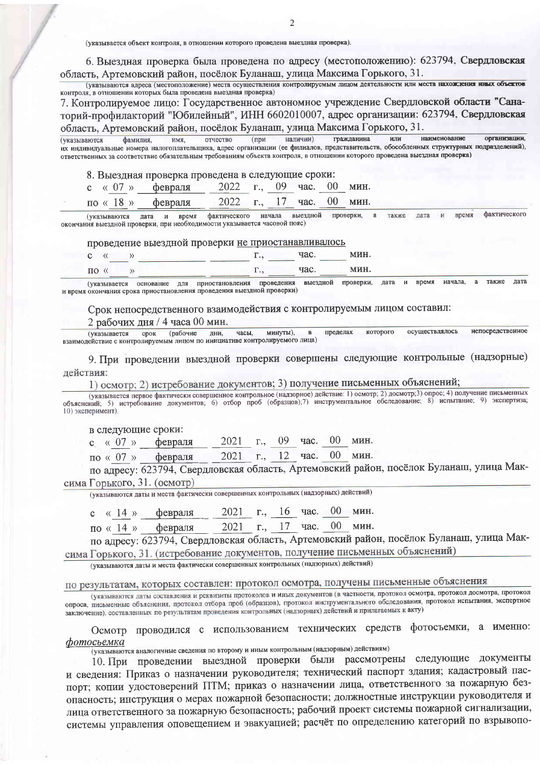(указывается объект контроля, в отношении которого проведена выездная проверка).

6. Выездная проверка была проведена по адресу (местоположению): 623794, Свердловская область, Артемовский район, посёлок Буланаш, улица Максима Горького, 31.

(указываются адреса (местоположение) места осуществления контролируемым лицом деятельности или места нахождения иных объектов контроля, в отношении которых была проведена выездная проверка)

7. Контролируемое лицо: Государственное автономное учреждение Свердловской области "Санаторий-профилакторий "Юбилейный", ИНН 6602010007, адрес организации: 623794, Свердловская область, Артемовский район, посёлок Буланаш, улица Максима Горького, 31.

(указываются фамилия, имя, отчество (при наличии) гражданина или наименование организации, их индивидуальные номера налогоплательщика, адрес организации (ее филиалов, представительств, обособленных структурных подразделений), ответственных за соответствие обязательным требованиям объекта контроля, в отношении которого проведена выездная проверка)

8. Выездная проверка проведена в следующие сроки:

с « 07 » февраля 2022 г., 09 час. 00 мин.

по « 18 » февраля 2022 г., 17 час. 00 мин.

(указываются дата и время фактического начала выездной проверки, а также дата и время фактического окончания выездной проверки, при необходимости указывается часовой пояс)

проведение выездной проверки не приостанавливалось

с « \_\_ » \_\_\_\_\_\_ \_\_\_\_ г., \_\_\_ час. \_\_\_ мин.

по « \_\_ » \_\_\_\_\_\_ \_\_\_\_ г., \_\_\_ час. \_\_\_ мин.

(указывается основание для приостановления проведения выездной проверки, дата и время начала, а также дата и время окончания срока приостановления проведения выездной проверки)

Срок непосредственного взаимодействия с контролируемым лицом составил:

2 рабочих дня / 4 часа 00 мин.

(указывается срок (рабочие дни, часы, минуты), в пределах которого осуществлялось непосредственное взаимодействие с контролируемым лицом по инициативе контролируемого лица)

9. При проведении выездной проверки совершены следующие контрольные (надзорные) действия:

1) осмотр; 2) истребование документов; 3) получение письменных объяснений;

(указывается первое фактически совершенное контрольное (надзорное) действие: 1) осмотр; 2) досмотр;3) опрос; 4) получение письменных объяснений; 5) истребование документов; 6) отбор проб (образцов);7) инструментальное обследование; 8) испытание; 9) экспертиза; 10) эксперимент).

в следующие сроки:

с « 07 » февраля 2021 г., 09 час. 00 мин.

по « 07 » февраля 2021 г., 12 час. 00 мин.

по адресу: 623794, Свердловская область, Артемовский район, посёлок Буланаш, улица Максима Горького, 31. (осмотр)

(указываются даты и места фактически совершенных контрольных (надзорных) действий)

с « 14 » февраля 2021 г., 16 час. 00 мин.

по « 14 » февраля 2021 г., 17 час. 00 мин.

по адресу: 623794, Свердловская область, Артемовский район, посёлок Буланаш, улица Максима Горького, 31. (истребование документов, получение письменных объяснений)

(указываются даты и места фактически совершенных контрольных (надзорных) действий)

по результатам, которых составлен: протокол осмотра, получены письменные объяснения

(указываются даты составления и реквизиты протоколов и иных документов (в частности, протокол осмотра, протокол досмотра, протокол опроса, письменные объяснения, протокол отбора проб (образцов), протокол инструментального обследования, протокол испытания, экспертное заключение), составленных по результатам проведения контрольных (надзорных) действий и прилагаемых к акту)

Осмотр проводился с использованием технических средств фотосъемки, а именно: *фотосьемка*

(указываются аналогичные сведения по второму и иным контрольным (надзорным) действиям)

10. При проведении выездной проверки были рассмотрены следующие документы и сведения: Приказ о назначении руководителя; технический паспорт здания; кадастровый паспорт; копии удостоверений ПТМ; приказ о назначении лица, ответственного за пожарную безопасность; инструкция о мерах пожарной безопасности; должностные инструкции руководителя и лица ответственного за пожарную безопасность; рабочий проект системы пожарной сигнализации, системы управления оповещением и эвакуацией; расчёт по определению категорий по взрывопо-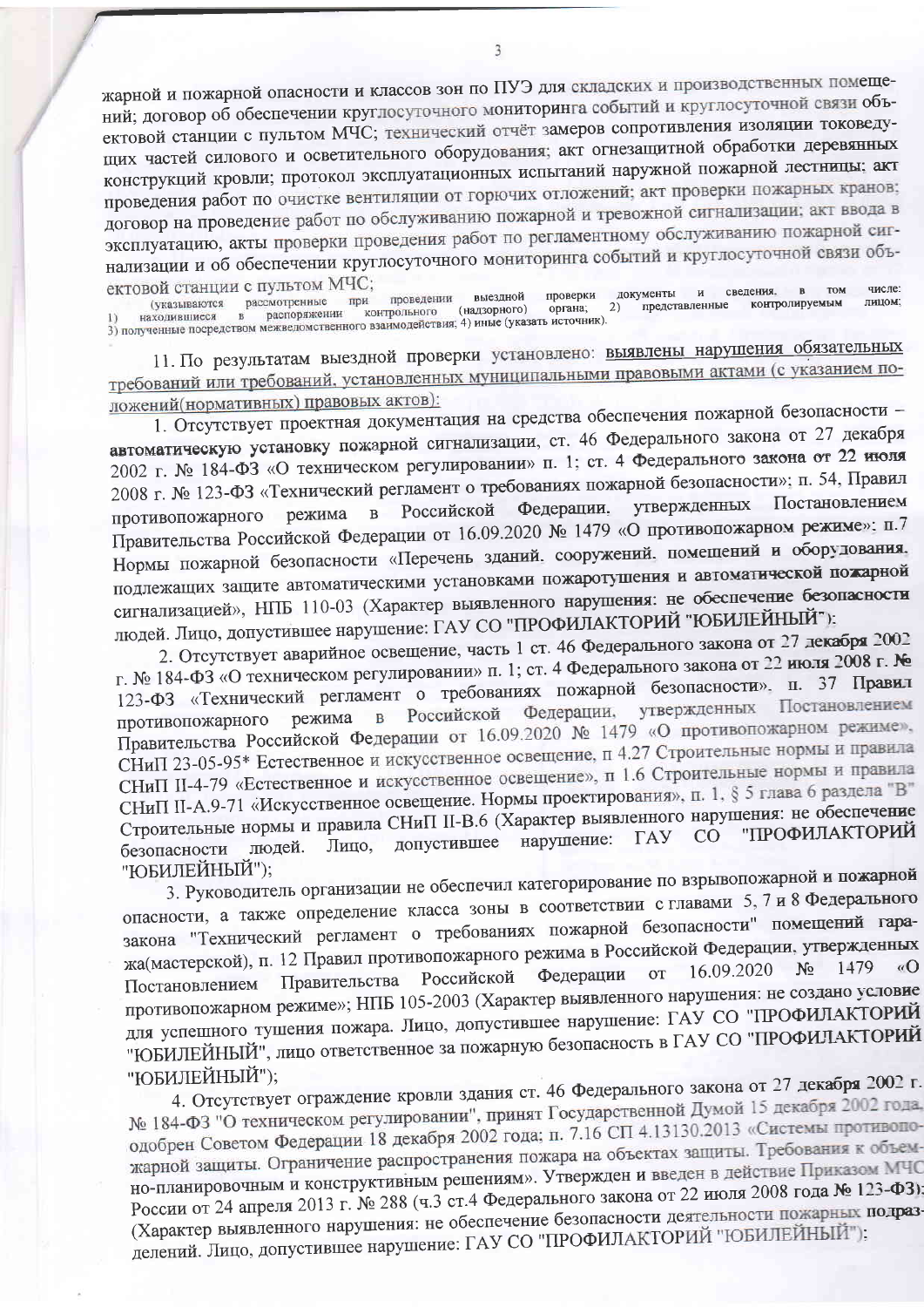жарной и пожарной опасности и классов зон по ПУЭ для складских и производственных помещений; договор об обеспечении круглосуточного мониторинга событий и круглосуточной связи объектовой станции с пультом МЧС; технический отчёт замеров сопротивления изоляции токоведущих частей силового и осветительного оборудования; акт огнезащитной обработки деревянных конструкций кровли; протокол эксплуатационных испытаний наружной пожарной лестницы; акт проведения работ по очистке вентиляции от горючих отложений; акт проверки пожарных кранов; договор на проведение работ по обслуживанию пожарной и тревожной сигнализации; акт ввода в эксплуатацию, акты проверки проведения работ по регламентному обслуживанию пожарной сигнализации и об обеспечении круглосуточного мониторинга событий и круглосуточной связи объектовой станции с пультом МЧС;

(указываются рассмотренные при проведении выездной проверки документы и сведения, в том числе: 1) находившиеся в распоряжении контрольного (надзорного) органа; 2) представленные контролируемым лицом; 3) полученные посредством межведомственного взаимодействия; 4) иные (указать источник).

11. По результатам выездной проверки установлено: выявлены нарушения обязательных требований или требований, установленных муниципальными правовыми актами (с указанием положений(нормативных) правовых актов):

1. Отсутствует проектная документация на средства обеспечения пожарной безопасности – **автоматическую установку** пожарной сигнализации, ст. 46 Федерального закона от 27 декабря 2002 г. № 184-ФЗ «О техническом регулировании» п. 1; ст. 4 Федерального закона от 22 июля 2008 г. № 123-ФЗ «Технический регламент о требованиях пожарной безопасности»; п. 54, Правил противопожарного режима в Российской Федерации, утвержденных Постановлением Правительства Российской Федерации от 16.09.2020 № 1479 «О противопожарном режиме»; п.7 Нормы пожарной безопасности «Перечень зданий, сооружений, помещений и оборудования, подлежащих защите автоматическими установками пожаротушения и автоматической пожарной сигнализацией», НПБ 110-03 (Характер выявленного нарушения: не обеспечение безопасности людей. Лицо, допустившее нарушение: ГАУ СО "ПРОФИЛАКТОРИЙ "ЮБИЛЕЙНЫЙ");

2. Отсутствует аварийное освещение, часть 1 ст. 46 Федерального закона от 27 декабря 2002 г. № 184-ФЗ «О техническом регулировании» п. 1; ст. 4 Федерального закона от 22 июля 2008 г. № 123-ФЗ «Технический регламент о требованиях пожарной безопасности», п. 37 Правил противопожарного режима в Российской Федерации, утвержденных Постановлением Правительства Российской Федерации от 16.09.2020 № 1479 «О противопожарном режиме», СНиП 23-05-95* Естественное и искусственное освещение, п 4.27 Строительные нормы и правила СНиП II-4-79 «Естественное и искусственное освещение», п 1.6 Строительные нормы и правила СНиП II-А.9-71 «Искусственное освещение. Нормы проектирования», п. 1, § 5 глава 6 раздела "В" Строительные нормы и правила СНиП II-В.6 (Характер выявленного нарушения: не обеспечение безопасности людей. Лицо, допустившее нарушение: ГАУ СО "ПРОФИЛАКТОРИЙ "ЮБИЛЕЙНЫЙ");

3. Руководитель организации не обеспечил категорирование по взрывопожарной и пожарной опасности, а также определение класса зоны в соответствии с главами 5, 7 и 8 Федерального закона "Технический регламент о требованиях пожарной безопасности" помещений гаража(мастерской), п. 12 Правил противопожарного режима в Российской Федерации, утвержденных Постановлением Правительства Российской Федерации от 16.09.2020 № 1479 «О противопожарном режиме»; НПБ 105-2003 (Характер выявленного нарушения: не создано условие для успешного тушения пожара. Лицо, допустившее нарушение: ГАУ СО "ПРОФИЛАКТОРИЙ "ЮБИЛЕЙНЫЙ", лицо ответственное за пожарную безопасность в ГАУ СО "ПРОФИЛАКТОРИЙ "ЮБИЛЕЙНЫЙ");

4. Отсутствует ограждение кровли здания ст. 46 Федерального закона от 27 декабря 2002 г. № 184-ФЗ "О техническом регулировании", принят Государственной Думой 15 декабря 2002 года, одобрен Советом Федерации 18 декабря 2002 года; п. 7.16 СП 4.13130.2013 «Системы противопожарной защиты. Ограничение распространения пожара на объектах защиты. Требования к объемно-планировочным и конструктивным решениям». Утвержден и введен в действие Приказом МЧС России от 24 апреля 2013 г. № 288 (ч.3 ст.4 Федерального закона от 22 июля 2008 года № 123-ФЗ); (Характер выявленного нарушения: не обеспечение безопасности деятельности пожарных подразделений. Лицо, допустившее нарушение: ГАУ СО "ПРОФИЛАКТОРИЙ "ЮБИЛЕЙНЫЙ");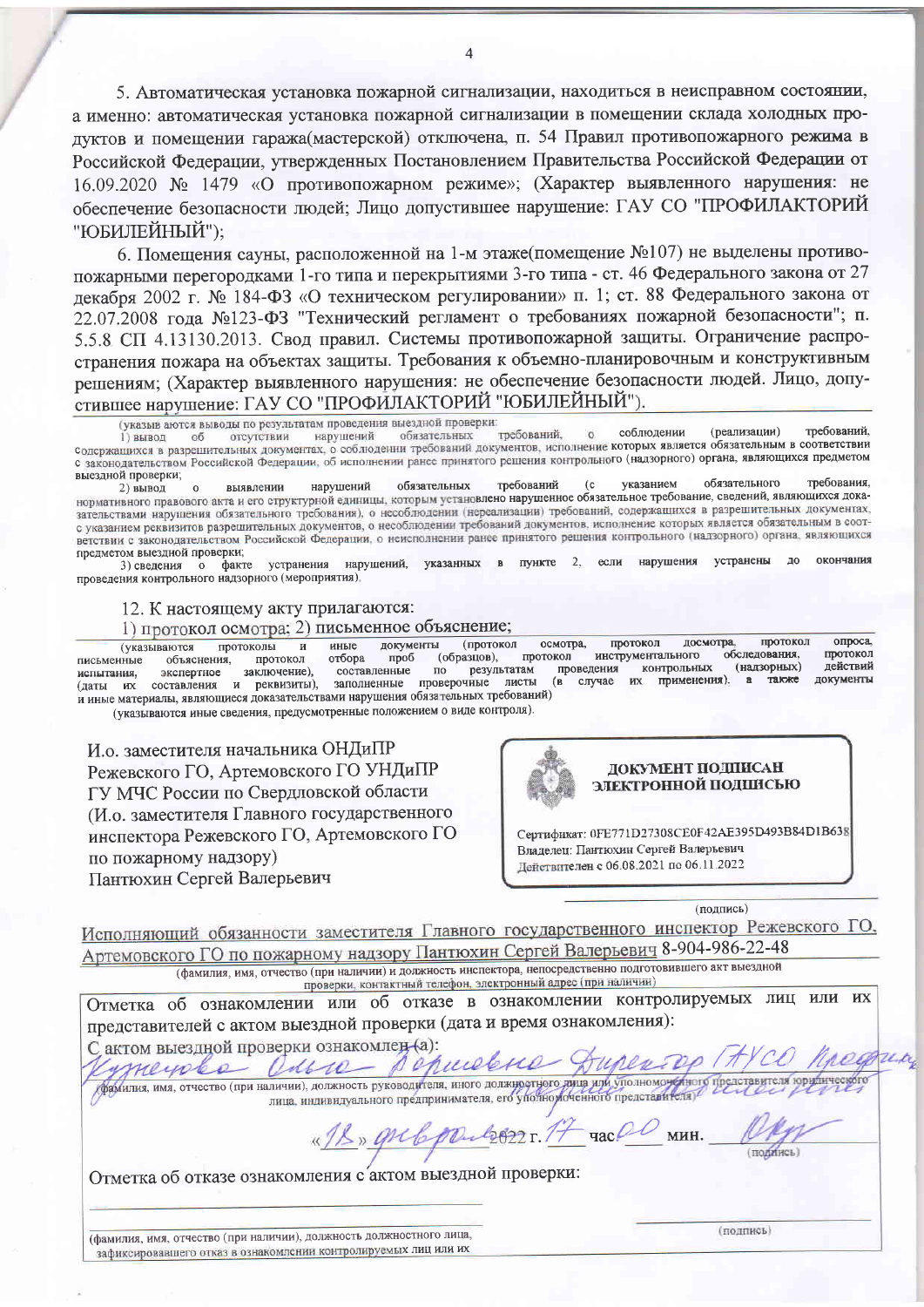5. Автоматическая установка пожарной сигнализации, находиться в неисправном состоянии, а именно: автоматическая установка пожарной сигнализации в помещении склада холодных продуктов и помещении гаража(мастерской) отключена, п. 54 Правил противопожарного режима в Российской Федерации, утвержденных Постановлением Правительства Российской Федерации от 16.09.2020 № 1479 «О противопожарном режиме»; (Характер выявленного нарушения: не обеспечение безопасности людей; Лицо допустившее нарушение: ГАУ СО "ПРОФИЛАКТОРИЙ "ЮБИЛЕЙНЫЙ");

6. Помещения сауны, расположенной на 1-м этаже(помещение №107) не выделены противопожарными перегородками 1-го типа и перекрытиями 3-го типа - ст. 46 Федерального закона от 27 декабря 2002 г. № 184-ФЗ «О техническом регулировании» п. 1; ст. 88 Федерального закона от 22.07.2008 года №123-ФЗ "Технический регламент о требованиях пожарной безопасности"; п. 5.5.8 СП 4.13130.2013. Свод правил. Системы противопожарной защиты. Ограничение распространения пожара на объектах защиты. Требования к объемно-планировочным и конструктивным решениям; (Характер выявленного нарушения: не обеспечение безопасности людей. Лицо, допустившее нарушение: ГАУ СО "ПРОФИЛАКТОРИЙ "ЮБИЛЕЙНЫЙ").

(указываются выводы по результатам проведения выездной проверки:
1) вывод об отсутствии нарушений обязательных требований, о соблюдении (реализации) требований, содержащихся в разрешительных документах, о соблюдении требований документов, исполнение которых является обязательным в соответствии с законодательством Российской Федерации, об исполнении ранее принятого решения контрольного (надзорного) органа, являющихся предметом выездной проверки;
2) вывод о выявлении нарушений обязательных требований (с указанием обязательного требования, нормативного правового акта и его структурной единицы, которым установлено нарушенное обязательное требование, сведений, являющихся доказательствами нарушения обязательного требования), о несоблюдении (нереализации) требований, содержащихся в разрешительных документах, с указанием реквизитов разрешительных документов, о несоблюдении требований документов, исполнение которых является обязательным в соответствии с законодательством Российской Федерации, о неисполнении ранее принятого решения контрольного (надзорного) органа, являющихся предметом выездной проверки;
3) сведения о факте устранения нарушений, указанных в пункте 2, если нарушения устранены до окончания проведения контрольного надзорного (мероприятия).

12. К настоящему акту прилагаются:

1) протокол осмотра; 2) письменное объяснение;

(указываются протоколы и иные документы (протокол осмотра, протокол досмотра, протокол опроса, письменные объяснения, протокол отбора проб (образцов), протокол инструментального обследования, протокол испытания, экспертное заключение), составленные по результатам проведения контрольных (надзорных) действий (даты их составления и реквизиты), заполненные проверочные листы (в случае их применения), а также документы и иные материалы, являющиеся доказательствами нарушения обязательных требований)
(указываются иные сведения, предусмотренные положением о виде контроля).

И.о. заместителя начальника ОНДиПР Режевского ГО, Артемовского ГО УНДиПР ГУ МЧС России по Свердловской области (И.о. заместителя Главного государственного инспектора Режевского ГО, Артемовского ГО по пожарному надзору)
Пантюхин Сергей Валерьевич

**ДОКУМЕНТ ПОДПИСАН ЭЛЕКТРОННОЙ ПОДПИСЬЮ**

Сертификат: 0FE771D27308CE0F42AE395D493B84D1B638
Владелец: Пантюхин Сергей Валерьевич
Действителен с 06.08.2021 по 06.11.2022

(подпись)

Исполняющий обязанности заместителя Главного государственного инспектор Режевского ГО, Артемовского ГО по пожарному надзору Пантюхин Сергей Валерьевич 8-904-986-22-48

(фамилия, имя, отчество (при наличии) и должность инспектора, непосредственно подготовившего акт выездной проверки, контактный телефон, электронный адрес (при наличии))

Отметка об ознакомлении или об отказе в ознакомлении контролируемых лиц или их представителей с актом выездной проверки (дата и время ознакомления):

С актом выездной проверки ознакомлен(а):

Кузнецова Ольга Борисовна Директор ГАУСО Профилакторий Юбилейный

(фамилия, имя, отчество (при наличии), должность руководителя, иного должностного лица или уполномоченного представителя юридического лица, индивидуального предпринимателя, его уполномоченного представителя)

«18» февраля 2022 г. 17 час 00 мин. _____ (подпись)

Отметка об отказе ознакомления с актом выездной проверки:

(фамилия, имя, отчество (при наличии), должность должностного лица, зафиксировавшего отказ в ознакомлении контролируемых лиц или их

(подпись)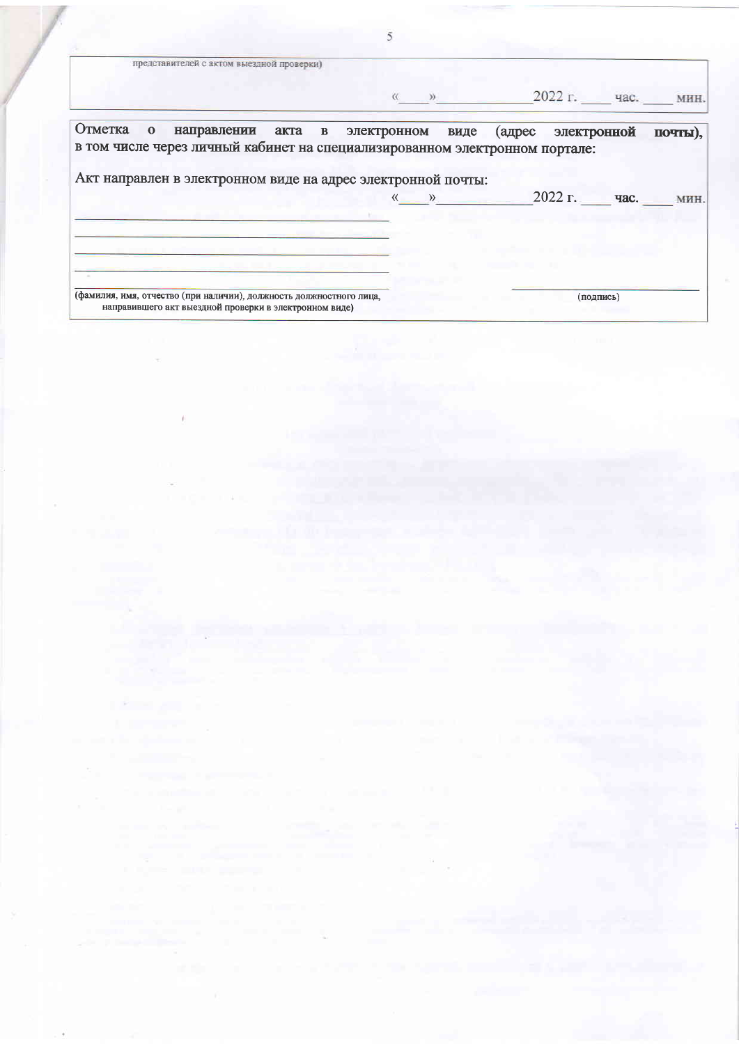представителей с актом выездной проверки)

«____» ____________ 2022 г. ____ час. ____ мин.

**Отметка о направлении акта в электронном виде (адрес электронной почты), в том числе через личный кабинет на специализированном электронном портале:**

Акт направлен в электронном виде на адрес электронной почты:

«____» ____________ 2022 г. ____ **час.** ____ мин.

______________________________________________

______________________________________________

______________________________________________

______________________________________________

______________________________________________ ______________________

(фамилия, имя, отчество (при наличии), должность должностного лица, направившего акт выездной проверки в электронном виде) (подпись)